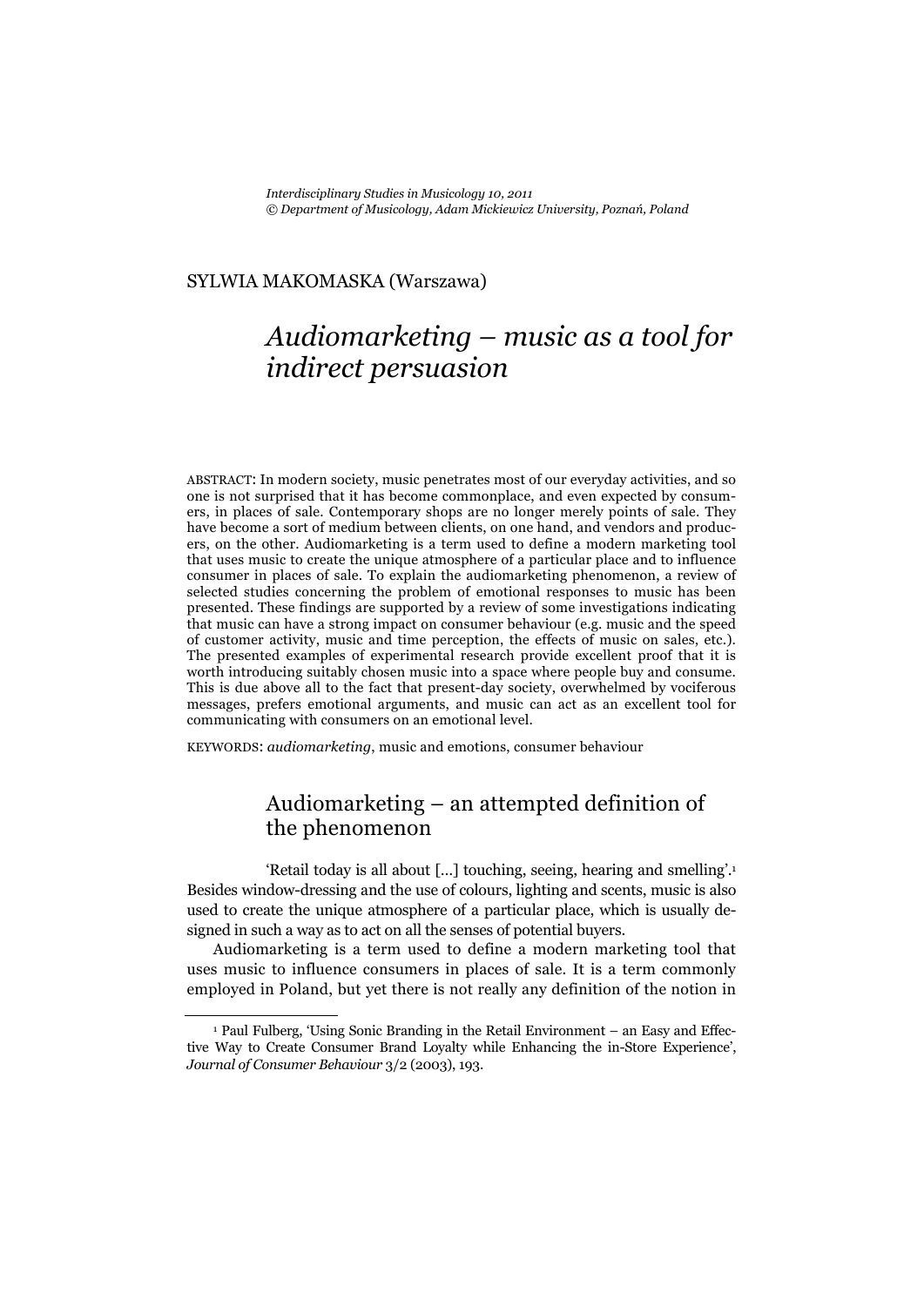*Interdisciplinary Studies in Musicology 10, 2011*
*© Department of Musicology, Adam Mickiewicz University, Poznań, Poland*

SYLWIA MAKOMASKA (Warszawa)

# *Audiomarketing – music as a tool for indirect persuasion*

ABSTRACT: In modern society, music penetrates most of our everyday activities, and so one is not surprised that it has become commonplace, and even expected by consumers, in places of sale. Contemporary shops are no longer merely points of sale. They have become a sort of medium between clients, on one hand, and vendors and producers, on the other. Audiomarketing is a term used to define a modern marketing tool that uses music to create the unique atmosphere of a particular place and to influence consumer in places of sale. To explain the audiomarketing phenomenon, a review of selected studies concerning the problem of emotional responses to music has been presented. These findings are supported by a review of some investigations indicating that music can have a strong impact on consumer behaviour (e.g. music and the speed of customer activity, music and time perception, the effects of music on sales, etc.). The presented examples of experimental research provide excellent proof that it is worth introducing suitably chosen music into a space where people buy and consume. This is due above all to the fact that present-day society, overwhelmed by vociferous messages, prefers emotional arguments, and music can act as an excellent tool for communicating with consumers on an emotional level.

KEYWORDS: *audiomarketing*, music and emotions, consumer behaviour

## Audiomarketing – an attempted definition of the phenomenon

'Retail today is all about […] touching, seeing, hearing and smelling'.[1] Besides window-dressing and the use of colours, lighting and scents, music is also used to create the unique atmosphere of a particular place, which is usually designed in such a way as to act on all the senses of potential buyers.

Audiomarketing is a term used to define a modern marketing tool that uses music to influence consumers in places of sale. It is a term commonly employed in Poland, but yet there is not really any definition of the notion in

[1] Paul Fulberg, 'Using Sonic Branding in the Retail Environment – an Easy and Effective Way to Create Consumer Brand Loyalty while Enhancing the in-Store Experience', *Journal of Consumer Behaviour* 3/2 (2003), 193.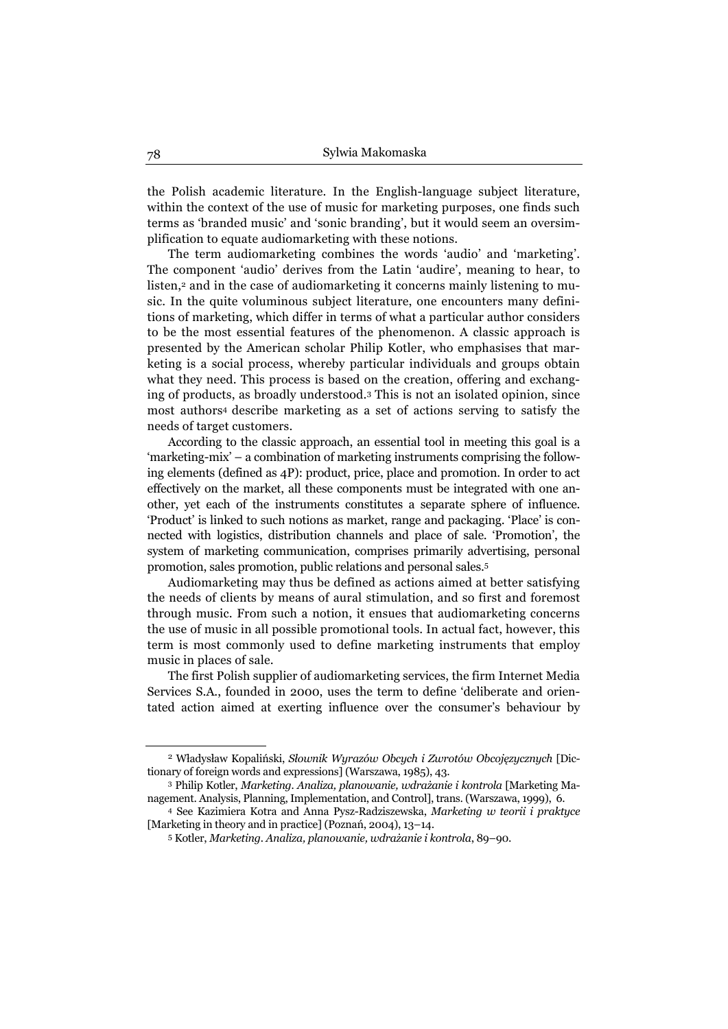the Polish academic literature. In the English-language subject literature, within the context of the use of music for marketing purposes, one finds such terms as 'branded music' and 'sonic branding', but it would seem an oversimplification to equate audiomarketing with these notions.

The term audiomarketing combines the words 'audio' and 'marketing'. The component 'audio' derives from the Latin 'audire', meaning to hear, to listen,[2] and in the case of audiomarketing it concerns mainly listening to music. In the quite voluminous subject literature, one encounters many definitions of marketing, which differ in terms of what a particular author considers to be the most essential features of the phenomenon. A classic approach is presented by the American scholar Philip Kotler, who emphasises that marketing is a social process, whereby particular individuals and groups obtain what they need. This process is based on the creation, offering and exchanging of products, as broadly understood.[3] This is not an isolated opinion, since most authors[4] describe marketing as a set of actions serving to satisfy the needs of target customers.

According to the classic approach, an essential tool in meeting this goal is a 'marketing-mix' – a combination of marketing instruments comprising the following elements (defined as 4P): product, price, place and promotion. In order to act effectively on the market, all these components must be integrated with one another, yet each of the instruments constitutes a separate sphere of influence. 'Product' is linked to such notions as market, range and packaging. 'Place' is connected with logistics, distribution channels and place of sale. 'Promotion', the system of marketing communication, comprises primarily advertising, personal promotion, sales promotion, public relations and personal sales.[5]

Audiomarketing may thus be defined as actions aimed at better satisfying the needs of clients by means of aural stimulation, and so first and foremost through music. From such a notion, it ensues that audiomarketing concerns the use of music in all possible promotional tools. In actual fact, however, this term is most commonly used to define marketing instruments that employ music in places of sale.

The first Polish supplier of audiomarketing services, the firm Internet Media Services S.A., founded in 2000, uses the term to define 'deliberate and orientated action aimed at exerting influence over the consumer's behaviour by

---

[2] Władysław Kopaliński, *Słownik Wyrazów Obcych i Zwrotów Obcojęzycznych* [Dictionary of foreign words and expressions] (Warszawa, 1985), 43.

[3] Philip Kotler, *Marketing. Analiza, planowanie, wdrażanie i kontrola* [Marketing Management. Analysis, Planning, Implementation, and Control], trans. (Warszawa, 1999), 6.

[4] See Kazimiera Kotra and Anna Pysz-Radziszewska, *Marketing w teorii i praktyce* [Marketing in theory and in practice] (Poznań, 2004), 13–14.

[5] Kotler, *Marketing. Analiza, planowanie, wdrażanie i kontrola*, 89–90.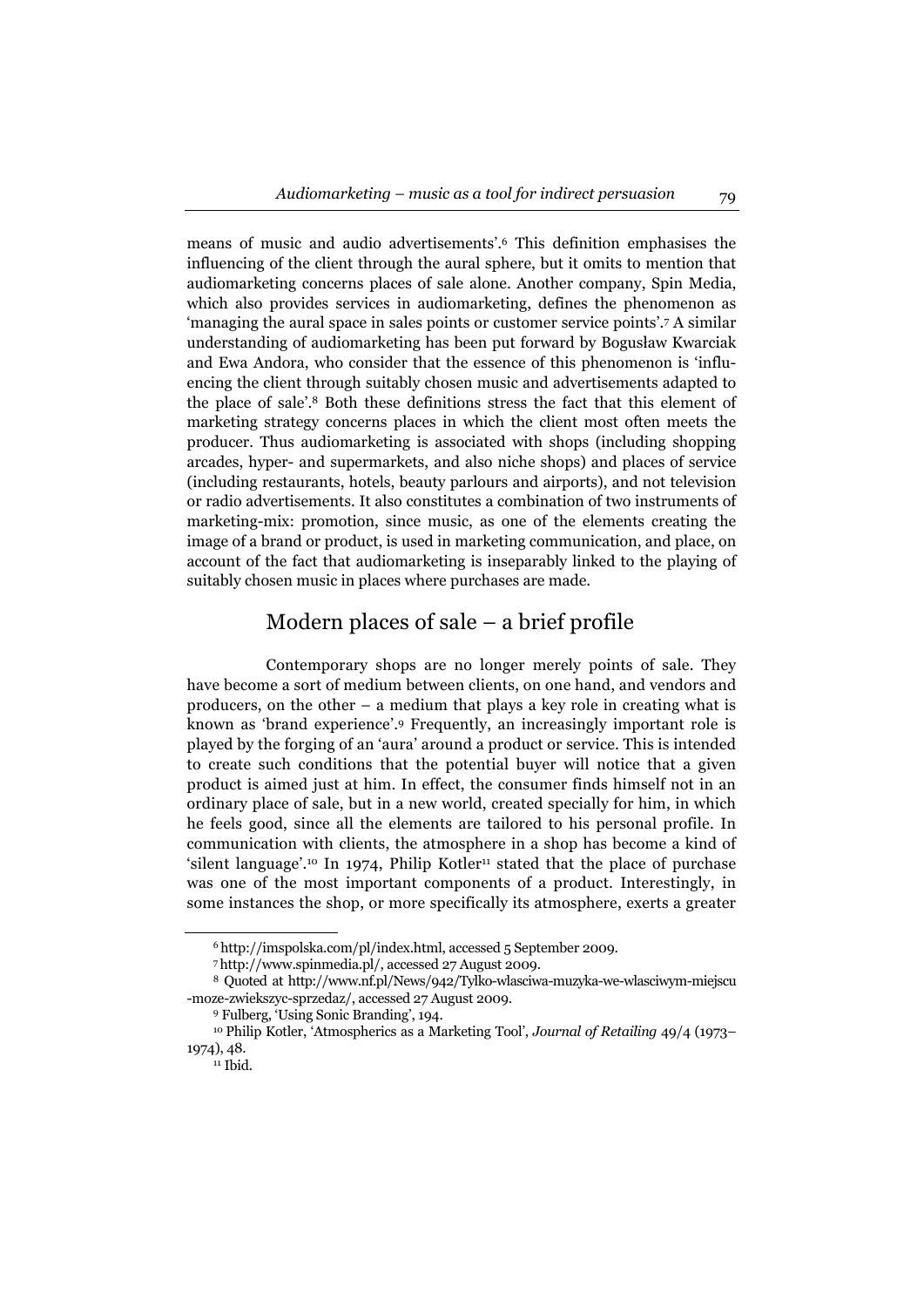means of music and audio advertisements'.[6] This definition emphasises the influencing of the client through the aural sphere, but it omits to mention that audiomarketing concerns places of sale alone. Another company, Spin Media, which also provides services in audiomarketing, defines the phenomenon as 'managing the aural space in sales points or customer service points'.[7] A similar understanding of audiomarketing has been put forward by Bogusław Kwarciak and Ewa Andora, who consider that the essence of this phenomenon is 'influencing the client through suitably chosen music and advertisements adapted to the place of sale'.[8] Both these definitions stress the fact that this element of marketing strategy concerns places in which the client most often meets the producer. Thus audiomarketing is associated with shops (including shopping arcades, hyper- and supermarkets, and also niche shops) and places of service (including restaurants, hotels, beauty parlours and airports), and not television or radio advertisements. It also constitutes a combination of two instruments of marketing-mix: promotion, since music, as one of the elements creating the image of a brand or product, is used in marketing communication, and place, on account of the fact that audiomarketing is inseparably linked to the playing of suitably chosen music in places where purchases are made.

## Modern places of sale – a brief profile

Contemporary shops are no longer merely points of sale. They have become a sort of medium between clients, on one hand, and vendors and producers, on the other – a medium that plays a key role in creating what is known as 'brand experience'.[9] Frequently, an increasingly important role is played by the forging of an 'aura' around a product or service. This is intended to create such conditions that the potential buyer will notice that a given product is aimed just at him. In effect, the consumer finds himself not in an ordinary place of sale, but in a new world, created specially for him, in which he feels good, since all the elements are tailored to his personal profile. In communication with clients, the atmosphere in a shop has become a kind of 'silent language'.[10] In 1974, Philip Kotler[11] stated that the place of purchase was one of the most important components of a product. Interestingly, in some instances the shop, or more specifically its atmosphere, exerts a greater

---

[6] http://imspolska.com/pl/index.html, accessed 5 September 2009.

[7] http://www.spinmedia.pl/, accessed 27 August 2009.

[8] Quoted at http://www.nf.pl/News/942/Tylko-wlasciwa-muzyka-we-wlasciwym-miejscu-moze-zwiekszyc-sprzedaz/, accessed 27 August 2009.

[9] Fulberg, 'Using Sonic Branding', 194.

[10] Philip Kotler, 'Atmospherics as a Marketing Tool', *Journal of Retailing* 49/4 (1973–1974), 48.

[11] Ibid.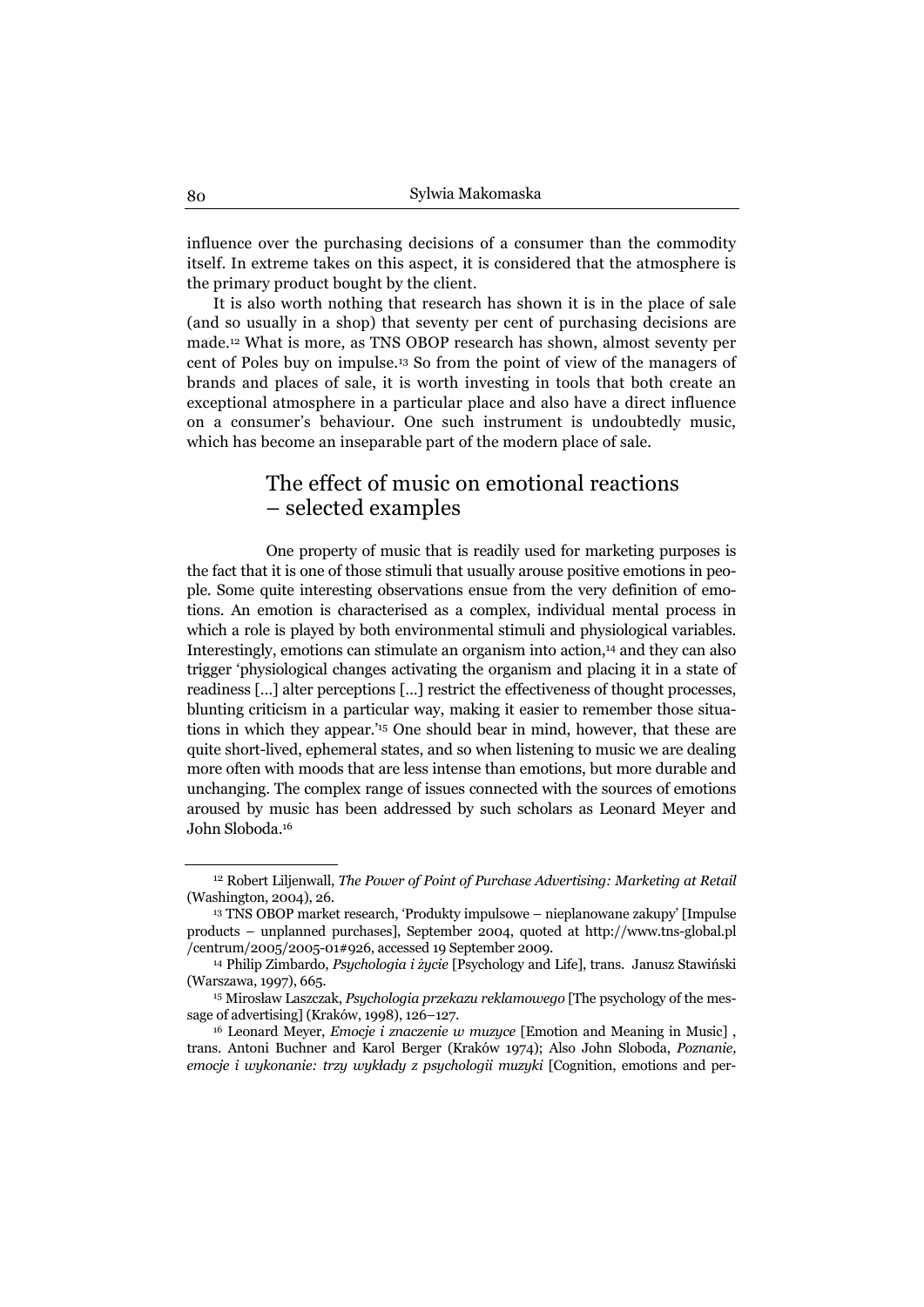influence over the purchasing decisions of a consumer than the commodity itself. In extreme takes on this aspect, it is considered that the atmosphere is the primary product bought by the client.

It is also worth nothing that research has shown it is in the place of sale (and so usually in a shop) that seventy per cent of purchasing decisions are made.[12] What is more, as TNS OBOP research has shown, almost seventy per cent of Poles buy on impulse.[13] So from the point of view of the managers of brands and places of sale, it is worth investing in tools that both create an exceptional atmosphere in a particular place and also have a direct influence on a consumer's behaviour. One such instrument is undoubtedly music, which has become an inseparable part of the modern place of sale.

## The effect of music on emotional reactions – selected examples

One property of music that is readily used for marketing purposes is the fact that it is one of those stimuli that usually arouse positive emotions in people. Some quite interesting observations ensue from the very definition of emotions. An emotion is characterised as a complex, individual mental process in which a role is played by both environmental stimuli and physiological variables. Interestingly, emotions can stimulate an organism into action,[14] and they can also trigger 'physiological changes activating the organism and placing it in a state of readiness [...] alter perceptions [...] restrict the effectiveness of thought processes, blunting criticism in a particular way, making it easier to remember those situations in which they appear.'[15] One should bear in mind, however, that these are quite short-lived, ephemeral states, and so when listening to music we are dealing more often with moods that are less intense than emotions, but more durable and unchanging. The complex range of issues connected with the sources of emotions aroused by music has been addressed by such scholars as Leonard Meyer and John Sloboda.[16]

---

[12] Robert Liljenwall, *The Power of Point of Purchase Advertising: Marketing at Retail* (Washington, 2004), 26.

[13] TNS OBOP market research, 'Produkty impulsowe – nieplanowane zakupy' [Impulse products – unplanned purchases], September 2004, quoted at http://www.tns-global.pl/centrum/2005/2005-01#926, accessed 19 September 2009.

[14] Philip Zimbardo, *Psychologia i życie* [Psychology and Life], trans. Janusz Stawiński (Warszawa, 1997), 665.

[15] Mirosław Laszczak, *Psychologia przekazu reklamowego* [The psychology of the message of advertising] (Kraków, 1998), 126–127.

[16] Leonard Meyer, *Emocje i znaczenie w muzyce* [Emotion and Meaning in Music] , trans. Antoni Buchner and Karol Berger (Kraków 1974); Also John Sloboda, *Poznanie, emocje i wykonanie: trzy wykłady z psychologii muzyki* [Cognition, emotions and per-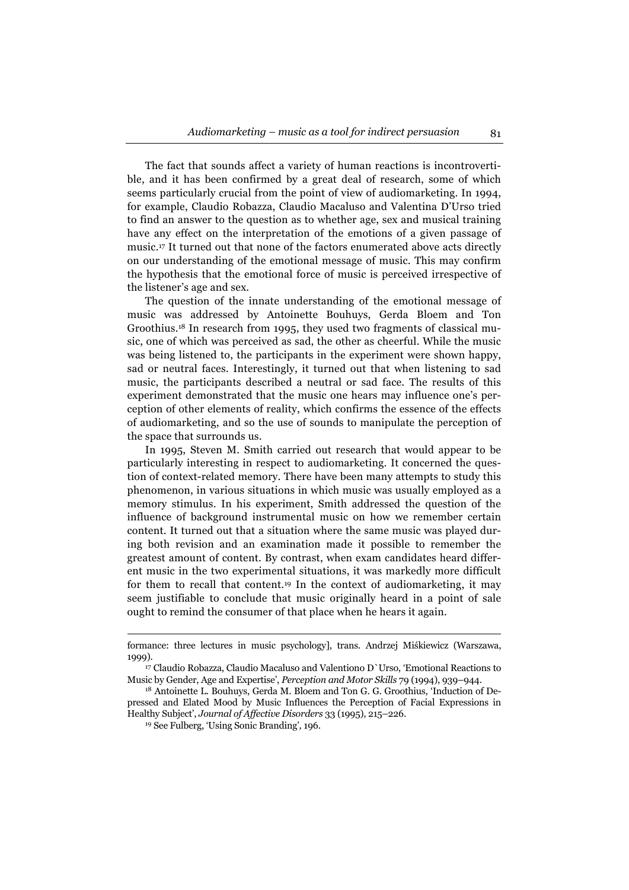The fact that sounds affect a variety of human reactions is incontrovertible, and it has been confirmed by a great deal of research, some of which seems particularly crucial from the point of view of audiomarketing. In 1994, for example, Claudio Robazza, Claudio Macaluso and Valentina D'Urso tried to find an answer to the question as to whether age, sex and musical training have any effect on the interpretation of the emotions of a given passage of music.[17] It turned out that none of the factors enumerated above acts directly on our understanding of the emotional message of music. This may confirm the hypothesis that the emotional force of music is perceived irrespective of the listener's age and sex.

The question of the innate understanding of the emotional message of music was addressed by Antoinette Bouhuys, Gerda Bloem and Ton Groothius.[18] In research from 1995, they used two fragments of classical music, one of which was perceived as sad, the other as cheerful. While the music was being listened to, the participants in the experiment were shown happy, sad or neutral faces. Interestingly, it turned out that when listening to sad music, the participants described a neutral or sad face. The results of this experiment demonstrated that the music one hears may influence one's perception of other elements of reality, which confirms the essence of the effects of audiomarketing, and so the use of sounds to manipulate the perception of the space that surrounds us.

In 1995, Steven M. Smith carried out research that would appear to be particularly interesting in respect to audiomarketing. It concerned the question of context-related memory. There have been many attempts to study this phenomenon, in various situations in which music was usually employed as a memory stimulus. In his experiment, Smith addressed the question of the influence of background instrumental music on how we remember certain content. It turned out that a situation where the same music was played during both revision and an examination made it possible to remember the greatest amount of content. By contrast, when exam candidates heard different music in the two experimental situations, it was markedly more difficult for them to recall that content.[19] In the context of audiomarketing, it may seem justifiable to conclude that music originally heard in a point of sale ought to remind the consumer of that place when he hears it again.

---

formance: three lectures in music psychology], trans. Andrzej Miśkiewicz (Warszawa, 1999).

[17] Claudio Robazza, Claudio Macaluso and Valentiono D`Urso, 'Emotional Reactions to Music by Gender, Age and Expertise', *Perception and Motor Skills* 79 (1994), 939–944.

[18] Antoinette L. Bouhuys, Gerda M. Bloem and Ton G. G. Groothius, 'Induction of Depressed and Elated Mood by Music Influences the Perception of Facial Expressions in Healthy Subject', *Journal of Affective Disorders* 33 (1995), 215–226.

[19] See Fulberg, 'Using Sonic Branding', 196.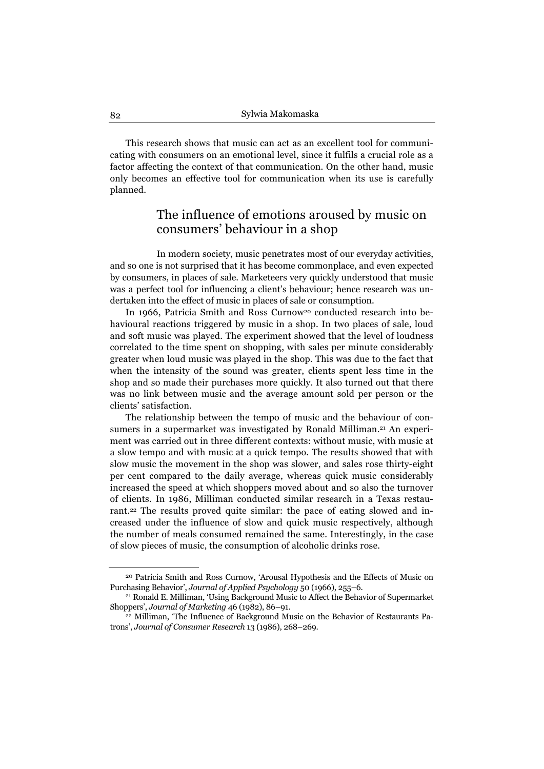This research shows that music can act as an excellent tool for communicating with consumers on an emotional level, since it fulfils a crucial role as a factor affecting the context of that communication. On the other hand, music only becomes an effective tool for communication when its use is carefully planned.

## The influence of emotions aroused by music on consumers' behaviour in a shop

In modern society, music penetrates most of our everyday activities, and so one is not surprised that it has become commonplace, and even expected by consumers, in places of sale. Marketeers very quickly understood that music was a perfect tool for influencing a client's behaviour; hence research was undertaken into the effect of music in places of sale or consumption.

In 1966, Patricia Smith and Ross Curnow[20] conducted research into behavioural reactions triggered by music in a shop. In two places of sale, loud and soft music was played. The experiment showed that the level of loudness correlated to the time spent on shopping, with sales per minute considerably greater when loud music was played in the shop. This was due to the fact that when the intensity of the sound was greater, clients spent less time in the shop and so made their purchases more quickly. It also turned out that there was no link between music and the average amount sold per person or the clients' satisfaction.

The relationship between the tempo of music and the behaviour of consumers in a supermarket was investigated by Ronald Milliman.[21] An experiment was carried out in three different contexts: without music, with music at a slow tempo and with music at a quick tempo. The results showed that with slow music the movement in the shop was slower, and sales rose thirty-eight per cent compared to the daily average, whereas quick music considerably increased the speed at which shoppers moved about and so also the turnover of clients. In 1986, Milliman conducted similar research in a Texas restaurant.[22] The results proved quite similar: the pace of eating slowed and increased under the influence of slow and quick music respectively, although the number of meals consumed remained the same. Interestingly, in the case of slow pieces of music, the consumption of alcoholic drinks rose.

---

[20] Patricia Smith and Ross Curnow, 'Arousal Hypothesis and the Effects of Music on Purchasing Behavior', *Journal of Applied Psychology* 50 (1966), 255–6.

[21] Ronald E. Milliman, 'Using Background Music to Affect the Behavior of Supermarket Shoppers', *Journal of Marketing* 46 (1982), 86–91.

[22] Milliman, 'The Influence of Background Music on the Behavior of Restaurants Patrons', *Journal of Consumer Research* 13 (1986), 268–269.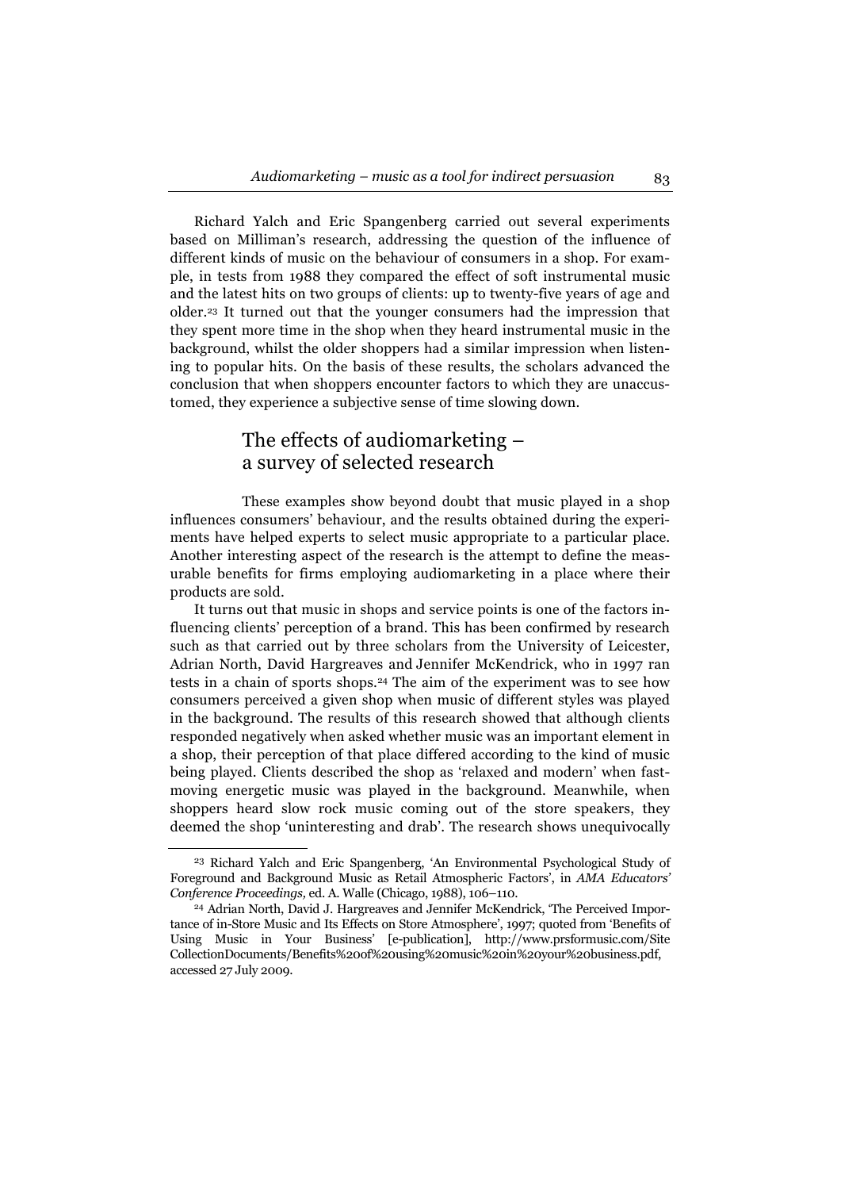Richard Yalch and Eric Spangenberg carried out several experiments based on Milliman's research, addressing the question of the influence of different kinds of music on the behaviour of consumers in a shop. For example, in tests from 1988 they compared the effect of soft instrumental music and the latest hits on two groups of clients: up to twenty-five years of age and older.[23] It turned out that the younger consumers had the impression that they spent more time in the shop when they heard instrumental music in the background, whilst the older shoppers had a similar impression when listening to popular hits. On the basis of these results, the scholars advanced the conclusion that when shoppers encounter factors to which they are unaccustomed, they experience a subjective sense of time slowing down.

## The effects of audiomarketing – a survey of selected research

These examples show beyond doubt that music played in a shop influences consumers' behaviour, and the results obtained during the experiments have helped experts to select music appropriate to a particular place. Another interesting aspect of the research is the attempt to define the measurable benefits for firms employing audiomarketing in a place where their products are sold.

It turns out that music in shops and service points is one of the factors influencing clients' perception of a brand. This has been confirmed by research such as that carried out by three scholars from the University of Leicester, Adrian North, David Hargreaves and Jennifer McKendrick, who in 1997 ran tests in a chain of sports shops.[24] The aim of the experiment was to see how consumers perceived a given shop when music of different styles was played in the background. The results of this research showed that although clients responded negatively when asked whether music was an important element in a shop, their perception of that place differed according to the kind of music being played. Clients described the shop as 'relaxed and modern' when fast-moving energetic music was played in the background. Meanwhile, when shoppers heard slow rock music coming out of the store speakers, they deemed the shop 'uninteresting and drab'. The research shows unequivocally

---

[23] Richard Yalch and Eric Spangenberg, 'An Environmental Psychological Study of Foreground and Background Music as Retail Atmospheric Factors', in *AMA Educators' Conference Proceedings,* ed. A. Walle (Chicago, 1988), 106–110.

[24] Adrian North, David J. Hargreaves and Jennifer McKendrick, 'The Perceived Importance of in-Store Music and Its Effects on Store Atmosphere', 1997; quoted from 'Benefits of Using Music in Your Business' [e-publication], http://www.prsformusic.com/Site CollectionDocuments/Benefits%20of%20using%20music%20in%20your%20business.pdf, accessed 27 July 2009.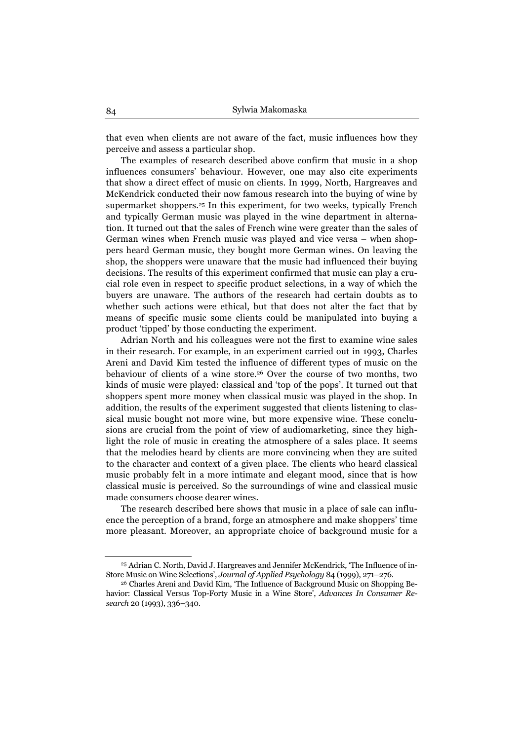that even when clients are not aware of the fact, music influences how they perceive and assess a particular shop.

The examples of research described above confirm that music in a shop influences consumers' behaviour. However, one may also cite experiments that show a direct effect of music on clients. In 1999, North, Hargreaves and McKendrick conducted their now famous research into the buying of wine by supermarket shoppers.[25] In this experiment, for two weeks, typically French and typically German music was played in the wine department in alternation. It turned out that the sales of French wine were greater than the sales of German wines when French music was played and vice versa – when shoppers heard German music, they bought more German wines. On leaving the shop, the shoppers were unaware that the music had influenced their buying decisions. The results of this experiment confirmed that music can play a crucial role even in respect to specific product selections, in a way of which the buyers are unaware. The authors of the research had certain doubts as to whether such actions were ethical, but that does not alter the fact that by means of specific music some clients could be manipulated into buying a product 'tipped' by those conducting the experiment.

Adrian North and his colleagues were not the first to examine wine sales in their research. For example, in an experiment carried out in 1993, Charles Areni and David Kim tested the influence of different types of music on the behaviour of clients of a wine store.[26] Over the course of two months, two kinds of music were played: classical and 'top of the pops'. It turned out that shoppers spent more money when classical music was played in the shop. In addition, the results of the experiment suggested that clients listening to classical music bought not more wine, but more expensive wine. These conclusions are crucial from the point of view of audiomarketing, since they highlight the role of music in creating the atmosphere of a sales place. It seems that the melodies heard by clients are more convincing when they are suited to the character and context of a given place. The clients who heard classical music probably felt in a more intimate and elegant mood, since that is how classical music is perceived. So the surroundings of wine and classical music made consumers choose dearer wines.

The research described here shows that music in a place of sale can influence the perception of a brand, forge an atmosphere and make shoppers' time more pleasant. Moreover, an appropriate choice of background music for a

---

[25] Adrian C. North, David J. Hargreaves and Jennifer McKendrick, 'The Influence of in-Store Music on Wine Selections', *Journal of Applied Psychology* 84 (1999), 271–276.

[26] Charles Areni and David Kim, 'The Influence of Background Music on Shopping Behavior: Classical Versus Top-Forty Music in a Wine Store', *Advances In Consumer Research* 20 (1993), 336–340.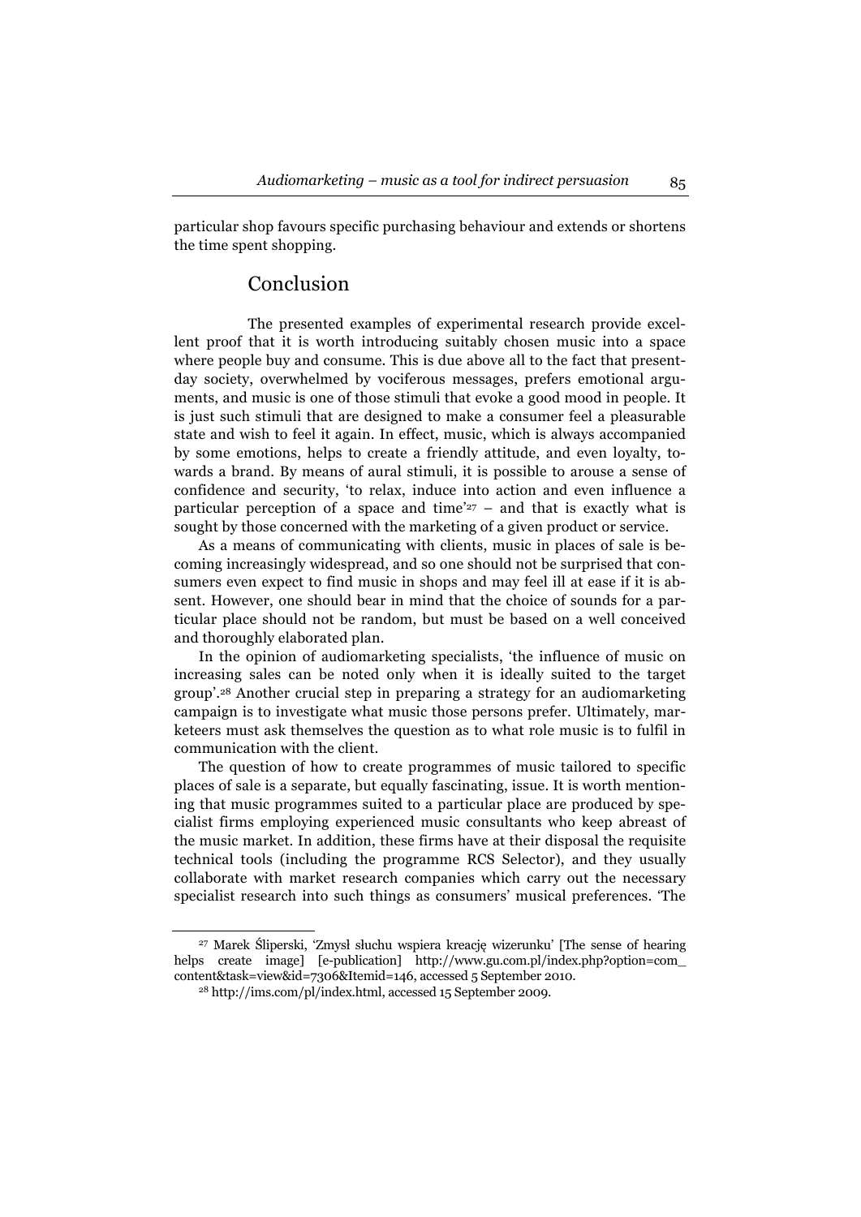particular shop favours specific purchasing behaviour and extends or shortens the time spent shopping.

## Conclusion

The presented examples of experimental research provide excellent proof that it is worth introducing suitably chosen music into a space where people buy and consume. This is due above all to the fact that present-day society, overwhelmed by vociferous messages, prefers emotional arguments, and music is one of those stimuli that evoke a good mood in people. It is just such stimuli that are designed to make a consumer feel a pleasurable state and wish to feel it again. In effect, music, which is always accompanied by some emotions, helps to create a friendly attitude, and even loyalty, towards a brand. By means of aural stimuli, it is possible to arouse a sense of confidence and security, 'to relax, induce into action and even influence a particular perception of a space and time'[27] – and that is exactly what is sought by those concerned with the marketing of a given product or service.

As a means of communicating with clients, music in places of sale is becoming increasingly widespread, and so one should not be surprised that consumers even expect to find music in shops and may feel ill at ease if it is absent. However, one should bear in mind that the choice of sounds for a particular place should not be random, but must be based on a well conceived and thoroughly elaborated plan.

In the opinion of audiomarketing specialists, 'the influence of music on increasing sales can be noted only when it is ideally suited to the target group'.[28] Another crucial step in preparing a strategy for an audiomarketing campaign is to investigate what music those persons prefer. Ultimately, marketeers must ask themselves the question as to what role music is to fulfil in communication with the client.

The question of how to create programmes of music tailored to specific places of sale is a separate, but equally fascinating, issue. It is worth mentioning that music programmes suited to a particular place are produced by specialist firms employing experienced music consultants who keep abreast of the music market. In addition, these firms have at their disposal the requisite technical tools (including the programme RCS Selector), and they usually collaborate with market research companies which carry out the necessary specialist research into such things as consumers' musical preferences. 'The

---

[27] Marek Śliperski, 'Zmysł słuchu wspiera kreację wizerunku' [The sense of hearing helps create image] [e-publication] http://www.gu.com.pl/index.php?option=com_content&task=view&id=7306&Itemid=146, accessed 5 September 2010.

[28] http://ims.com/pl/index.html, accessed 15 September 2009.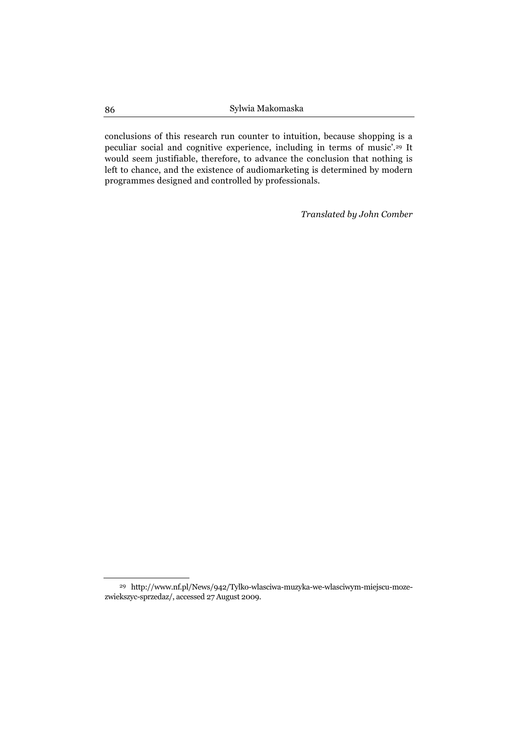conclusions of this research run counter to intuition, because shopping is a peculiar social and cognitive experience, including in terms of music'.[29] It would seem justifiable, therefore, to advance the conclusion that nothing is left to chance, and the existence of audiomarketing is determined by modern programmes designed and controlled by professionals.

*Translated by John Comber*

[29] http://www.nf.pl/News/942/Tylko-wlasciwa-muzyka-we-wlasciwym-miejscu-moze-zwiekszyc-sprzedaz/, accessed 27 August 2009.